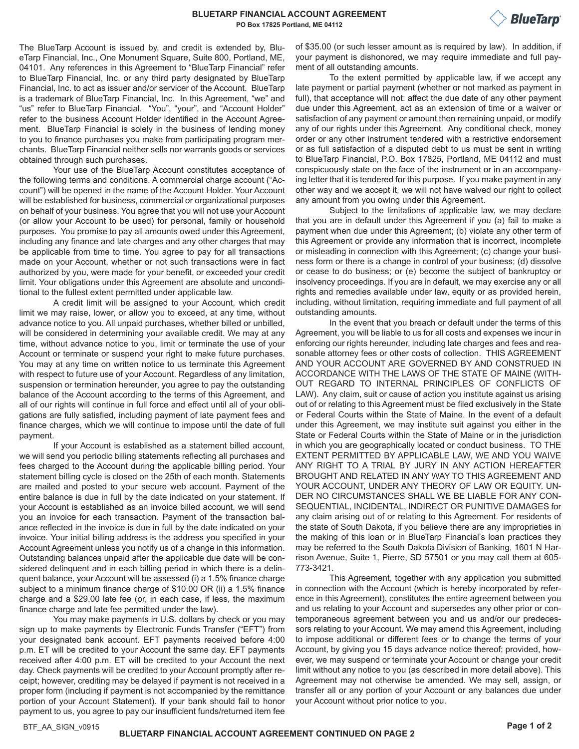# BLUETARP FINANCIAL ACCOUNT AGREEMENT

**PO Box 17825 Portland, ME 04112**

The BlueTarp Account is issued by, and credit is extended by, BlueTarp Financial, Inc., One Monument Square, Suite 800, Portland, ME, 04101. Any references in this Agreement to "BlueTarp Financial" refer to BlueTarp Financial, Inc. or any third party designated by BlueTarp Financial, Inc. to act as issuer and/or servicer of the Account. BlueTarp is a trademark of BlueTarp Financial, Inc. In this Agreement, "we" and "us" refer to BlueTarp Financial. "You", "your", and "Account Holder" refer to the business Account Holder identified in the Account Agreement. BlueTarp Financial is solely in the business of lending money to you to finance purchases you make from participating program merchants. BlueTarp Financial neither sells nor warrants goods or services obtained through such purchases.

Your use of the BlueTarp Account constitutes acceptance of the following terms and conditions. A commercial charge account ("Account") will be opened in the name of the Account Holder. Your Account will be established for business, commercial or organizational purposes on behalf of your business. You agree that you will not use your Account (or allow your Account to be used) for personal, family or household purposes. You promise to pay all amounts owed under this Agreement, including any finance and late charges and any other charges that may be applicable from time to time. You agree to pay for all transactions made on your Account, whether or not such transactions were in fact authorized by you, were made for your benefit, or exceeded your credit limit. Your obligations under this Agreement are absolute and unconditional to the fullest extent permitted under applicable law.

A credit limit will be assigned to your Account, which credit limit we may raise, lower, or allow you to exceed, at any time, without advance notice to you. All unpaid purchases, whether billed or unbilled, will be considered in determining your available credit. We may at any time, without advance notice to you, limit or terminate the use of your Account or terminate or suspend your right to make future purchases. You may at any time on written notice to us terminate this Agreement with respect to future use of your Account. Regardless of any limitation, suspension or termination hereunder, you agree to pay the outstanding balance of the Account according to the terms of this Agreement, and all of our rights will continue in full force and effect until all of your obligations are fully satisfied, including payment of late payment fees and finance charges, which we will continue to impose until the date of full payment.

If your Account is established as a statement billed account, we will send you periodic billing statements reflecting all purchases and fees charged to the Account during the applicable billing period. Your statement billing cycle is closed on the 25th of each month. Statements are mailed and posted to your secure web account. Payment of the entire balance is due in full by the date indicated on your statement. If your Account is established as an invoice billed account, we will send you an invoice for each transaction. Payment of the transaction balance reflected in the invoice is due in full by the date indicated on your invoice. Your initial billing address is the address you specified in your Account Agreement unless you notify us of a change in this information. Outstanding balances unpaid after the applicable due date will be considered delinquent and in each billing period in which there is a delinquent balance, your Account will be assessed (i) a 1.5% finance charge subject to a minimum finance charge of $10.00 OR (ii) a 1.5% finance charge and a $29.00 late fee (or, in each case, if less, the maximum finance charge and late fee permitted under the law).

You may make payments in U.S. dollars by check or you may sign up to make payments by Electronic Funds Transfer ("EFT") from your designated bank account. EFT payments received before 4:00 p.m. ET will be credited to your Account the same day. EFT payments received after 4:00 p.m. ET will be credited to your Account the next day. Check payments will be credited to your Account promptly after receipt; however, crediting may be delayed if payment is not received in a proper form (including if payment is not accompanied by the remittance portion of your Account Statement). If your bank should fail to honor payment to us, you agree to pay our insufficient funds/returned item fee of $35.00 (or such lesser amount as is required by law). In addition, if your payment is dishonored, we may require immediate and full payment of all outstanding amounts.

To the extent permitted by applicable law, if we accept any late payment or partial payment (whether or not marked as payment in full), that acceptance will not: affect the due date of any other payment due under this Agreement, act as an extension of time or a waiver or satisfaction of any payment or amount then remaining unpaid, or modify any of our rights under this Agreement. Any conditional check, money order or any other instrument tendered with a restrictive endorsement or as full satisfaction of a disputed debt to us must be sent in writing to BlueTarp Financial, P.O. Box 17825, Portland, ME 04112 and must conspicuously state on the face of the instrument or in an accompanying letter that it is tendered for this purpose. If you make payment in any other way and we accept it, we will not have waived our right to collect any amount from you owing under this Agreement.

Subject to the limitations of applicable law, we may declare that you are in default under this Agreement if you (a) fail to make a payment when due under this Agreement; (b) violate any other term of this Agreement or provide any information that is incorrect, incomplete or misleading in connection with this Agreement; (c) change your business form or there is a change in control of your business; (d) dissolve or cease to do business; or (e) become the subject of bankruptcy or insolvency proceedings. If you are in default, we may exercise any or all rights and remedies available under law, equity or as provided herein, including, without limitation, requiring immediate and full payment of all outstanding amounts.

In the event that you breach or default under the terms of this Agreement, you will be liable to us for all costs and expenses we incur in enforcing our rights hereunder, including late charges and fees and reasonable attorney fees or other costs of collection. THIS AGREEMENT AND YOUR ACCOUNT ARE GOVERNED BY AND CONSTRUED IN ACCORDANCE WITH THE LAWS OF THE STATE OF MAINE (WITHOUT REGARD TO INTERNAL PRINCIPLES OF CONFLICTS OF LAW). Any claim, suit or cause of action you institute against us arising out of or relating to this Agreement must be filed exclusively in the State or Federal Courts within the State of Maine. In the event of a default under this Agreement, we may institute suit against you either in the State or Federal Courts within the State of Maine or in the jurisdiction in which you are geographically located or conduct business. TO THE EXTENT PERMITTED BY APPLICABLE LAW, WE AND YOU WAIVE ANY RIGHT TO A TRIAL BY JURY IN ANY ACTION HEREAFTER BROUGHT AND RELATED IN ANY WAY TO THIS AGREEMENT AND YOUR ACCOUNT, UNDER ANY THEORY OF LAW OR EQUITY. UNDER NO CIRCUMSTANCES SHALL WE BE LIABLE FOR ANY CONSEQUENTIAL, INCIDENTAL, INDIRECT OR PUNITIVE DAMAGES for any claim arising out of or relating to this Agreement. For residents of the state of South Dakota, if you believe there are any improprieties in the making of this loan or in BlueTarp Financial's loan practices they may be referred to the South Dakota Division of Banking, 1601 N Harrison Avenue, Suite 1, Pierre, SD 57501 or you may call them at 605-773-3421.

This Agreement, together with any application you submitted in connection with the Account (which is hereby incorporated by reference in this Agreement), constitutes the entire agreement between you and us relating to your Account and supersedes any other prior or contemporaneous agreement between you and us and/or our predecessors relating to your Account. We may amend this Agreement, including to impose additional or different fees or to change the terms of your Account, by giving you 15 days advance notice thereof; provided, however, we may suspend or terminate your Account or change your credit limit without any notice to you (as described in more detail above). This Agreement may not otherwise be amended. We may sell, assign, or transfer all or any portion of your Account or any balances due under your Account without prior notice to you.

BTF_AA_SIGN_v0915

**BLUETARP FINANCIAL ACCOUNT AGREEMENT CONTINUED ON PAGE 2**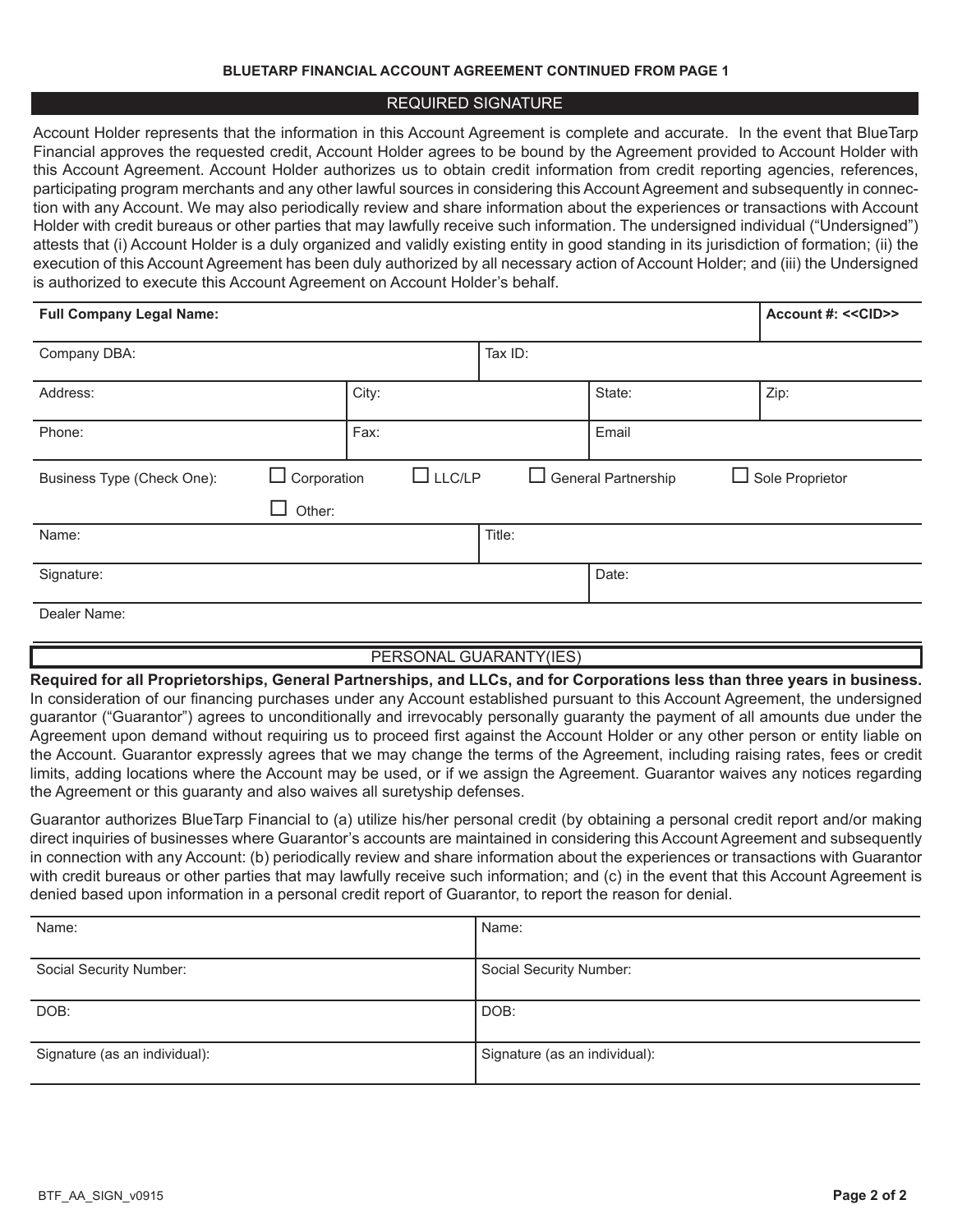**BLUETARP FINANCIAL ACCOUNT AGREEMENT CONTINUED FROM PAGE 1**

## REQUIRED SIGNATURE

Account Holder represents that the information in this Account Agreement is complete and accurate. In the event that BlueTarp Financial approves the requested credit, Account Holder agrees to be bound by the Agreement provided to Account Holder with this Account Agreement. Account Holder authorizes us to obtain credit information from credit reporting agencies, references, participating program merchants and any other lawful sources in considering this Account Agreement and subsequently in connection with any Account. We may also periodically review and share information about the experiences or transactions with Account Holder with credit bureaus or other parties that may lawfully receive such information. The undersigned individual ("Undersigned") attests that (i) Account Holder is a duly organized and validly existing entity in good standing in its jurisdiction of formation; (ii) the execution of this Account Agreement has been duly authorized by all necessary action of Account Holder; and (iii) the Undersigned is authorized to execute this Account Agreement on Account Holder's behalf.

| | | | | |
|---|---|---|---|---|
| **Full Company Legal Name:** | | | | **Account #: <<CID>>** |
| Company DBA: | | Tax ID: | | |
| Address: | City: | | State: | Zip: |
| Phone: | Fax: | | Email | |
| Business Type (Check One): | ☐ Corporation | ☐ LLC/LP | ☐ General Partnership | ☐ Sole Proprietor |
| | ☐ Other: | | | |
| Name: | | Title: | | |
| Signature: | | | Date: | |
| Dealer Name: | | | | |

## PERSONAL GUARANTY(IES)

**Required for all Proprietorships, General Partnerships, and LLCs, and for Corporations less than three years in business.** In consideration of our financing purchases under any Account established pursuant to this Account Agreement, the undersigned guarantor ("Guarantor") agrees to unconditionally and irrevocably personally guaranty the payment of all amounts due under the Agreement upon demand without requiring us to proceed first against the Account Holder or any other person or entity liable on the Account. Guarantor expressly agrees that we may change the terms of the Agreement, including raising rates, fees or credit limits, adding locations where the Account may be used, or if we assign the Agreement. Guarantor waives any notices regarding the Agreement or this guaranty and also waives all suretyship defenses.

Guarantor authorizes BlueTarp Financial to (a) utilize his/her personal credit (by obtaining a personal credit report and/or making direct inquiries of businesses where Guarantor's accounts are maintained in considering this Account Agreement and subsequently in connection with any Account: (b) periodically review and share information about the experiences or transactions with Guarantor with credit bureaus or other parties that may lawfully receive such information; and (c) in the event that this Account Agreement is denied based upon information in a personal credit report of Guarantor, to report the reason for denial.

| | |
|---|---|
| Name: | Name: |
| Social Security Number: | Social Security Number: |
| DOB: | DOB: |
| Signature (as an individual): | Signature (as an individual): |

BTF_AA_SIGN_v0915